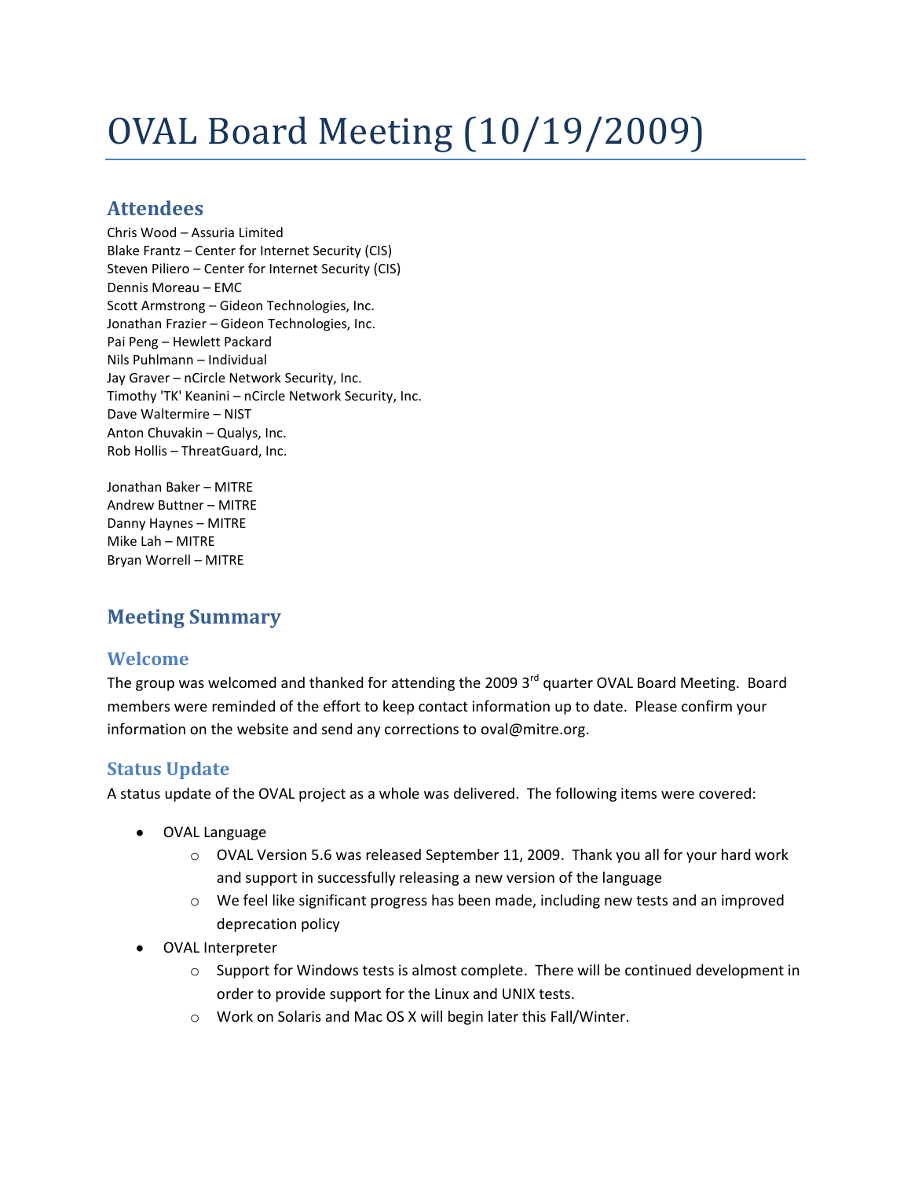# OVAL Board Meeting (10/19/2009)

## Attendees

Chris Wood – Assuria Limited
Blake Frantz – Center for Internet Security (CIS)
Steven Piliero – Center for Internet Security (CIS)
Dennis Moreau – EMC
Scott Armstrong – Gideon Technologies, Inc.
Jonathan Frazier – Gideon Technologies, Inc.
Pai Peng – Hewlett Packard
Nils Puhlmann – Individual
Jay Graver – nCircle Network Security, Inc.
Timothy 'TK' Keanini – nCircle Network Security, Inc.
Dave Waltermire – NIST
Anton Chuvakin – Qualys, Inc.
Rob Hollis – ThreatGuard, Inc.

Jonathan Baker – MITRE
Andrew Buttner – MITRE
Danny Haynes – MITRE
Mike Lah – MITRE
Bryan Worrell – MITRE

## Meeting Summary

### Welcome

The group was welcomed and thanked for attending the 2009 3rd quarter OVAL Board Meeting. Board members were reminded of the effort to keep contact information up to date. Please confirm your information on the website and send any corrections to oval@mitre.org.

### Status Update

A status update of the OVAL project as a whole was delivered. The following items were covered:

- OVAL Language
  - OVAL Version 5.6 was released September 11, 2009. Thank you all for your hard work and support in successfully releasing a new version of the language
  - We feel like significant progress has been made, including new tests and an improved deprecation policy
- OVAL Interpreter
  - Support for Windows tests is almost complete. There will be continued development in order to provide support for the Linux and UNIX tests.
  - Work on Solaris and Mac OS X will begin later this Fall/Winter.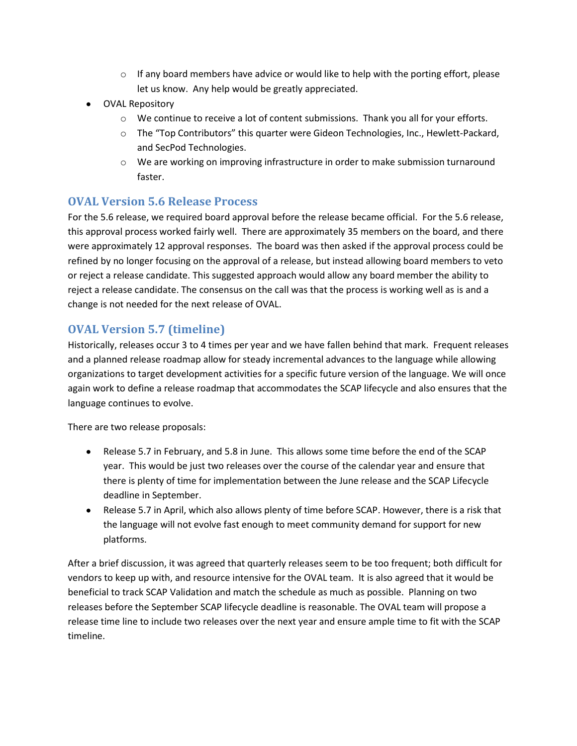- If any board members have advice or would like to help with the porting effort, please let us know. Any help would be greatly appreciated.
- OVAL Repository
    - We continue to receive a lot of content submissions. Thank you all for your efforts.
    - The "Top Contributors" this quarter were Gideon Technologies, Inc., Hewlett-Packard, and SecPod Technologies.
    - We are working on improving infrastructure in order to make submission turnaround faster.

## OVAL Version 5.6 Release Process

For the 5.6 release, we required board approval before the release became official. For the 5.6 release, this approval process worked fairly well. There are approximately 35 members on the board, and there were approximately 12 approval responses. The board was then asked if the approval process could be refined by no longer focusing on the approval of a release, but instead allowing board members to veto or reject a release candidate. This suggested approach would allow any board member the ability to reject a release candidate. The consensus on the call was that the process is working well as is and a change is not needed for the next release of OVAL.

## OVAL Version 5.7 (timeline)

Historically, releases occur 3 to 4 times per year and we have fallen behind that mark. Frequent releases and a planned release roadmap allow for steady incremental advances to the language while allowing organizations to target development activities for a specific future version of the language. We will once again work to define a release roadmap that accommodates the SCAP lifecycle and also ensures that the language continues to evolve.

There are two release proposals:

- Release 5.7 in February, and 5.8 in June. This allows some time before the end of the SCAP year. This would be just two releases over the course of the calendar year and ensure that there is plenty of time for implementation between the June release and the SCAP Lifecycle deadline in September.
- Release 5.7 in April, which also allows plenty of time before SCAP. However, there is a risk that the language will not evolve fast enough to meet community demand for support for new platforms.

After a brief discussion, it was agreed that quarterly releases seem to be too frequent; both difficult for vendors to keep up with, and resource intensive for the OVAL team. It is also agreed that it would be beneficial to track SCAP Validation and match the schedule as much as possible. Planning on two releases before the September SCAP lifecycle deadline is reasonable. The OVAL team will propose a release time line to include two releases over the next year and ensure ample time to fit with the SCAP timeline.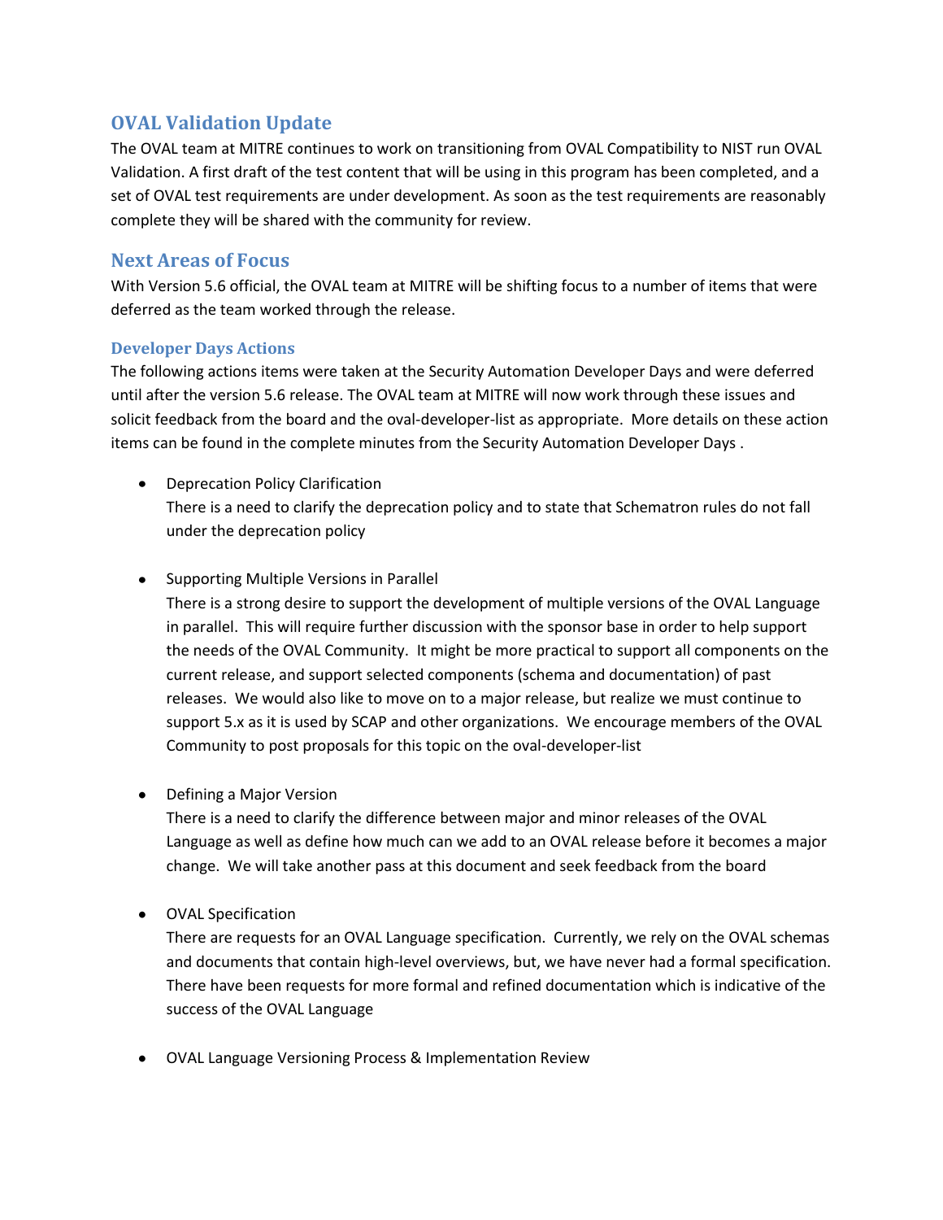## OVAL Validation Update

The OVAL team at MITRE continues to work on transitioning from OVAL Compatibility to NIST run OVAL Validation. A first draft of the test content that will be using in this program has been completed, and a set of OVAL test requirements are under development. As soon as the test requirements are reasonably complete they will be shared with the community for review.

## Next Areas of Focus

With Version 5.6 official, the OVAL team at MITRE will be shifting focus to a number of items that were deferred as the team worked through the release.

### Developer Days Actions

The following actions items were taken at the Security Automation Developer Days and were deferred until after the version 5.6 release. The OVAL team at MITRE will now work through these issues and solicit feedback from the board and the oval-developer-list as appropriate. More details on these action items can be found in the complete minutes from the Security Automation Developer Days .

- Deprecation Policy Clarification
  There is a need to clarify the deprecation policy and to state that Schematron rules do not fall under the deprecation policy

- Supporting Multiple Versions in Parallel
  There is a strong desire to support the development of multiple versions of the OVAL Language in parallel. This will require further discussion with the sponsor base in order to help support the needs of the OVAL Community. It might be more practical to support all components on the current release, and support selected components (schema and documentation) of past releases. We would also like to move on to a major release, but realize we must continue to support 5.x as it is used by SCAP and other organizations. We encourage members of the OVAL Community to post proposals for this topic on the oval-developer-list

- Defining a Major Version
  There is a need to clarify the difference between major and minor releases of the OVAL Language as well as define how much can we add to an OVAL release before it becomes a major change. We will take another pass at this document and seek feedback from the board

- OVAL Specification
  There are requests for an OVAL Language specification. Currently, we rely on the OVAL schemas and documents that contain high-level overviews, but, we have never had a formal specification. There have been requests for more formal and refined documentation which is indicative of the success of the OVAL Language

- OVAL Language Versioning Process & Implementation Review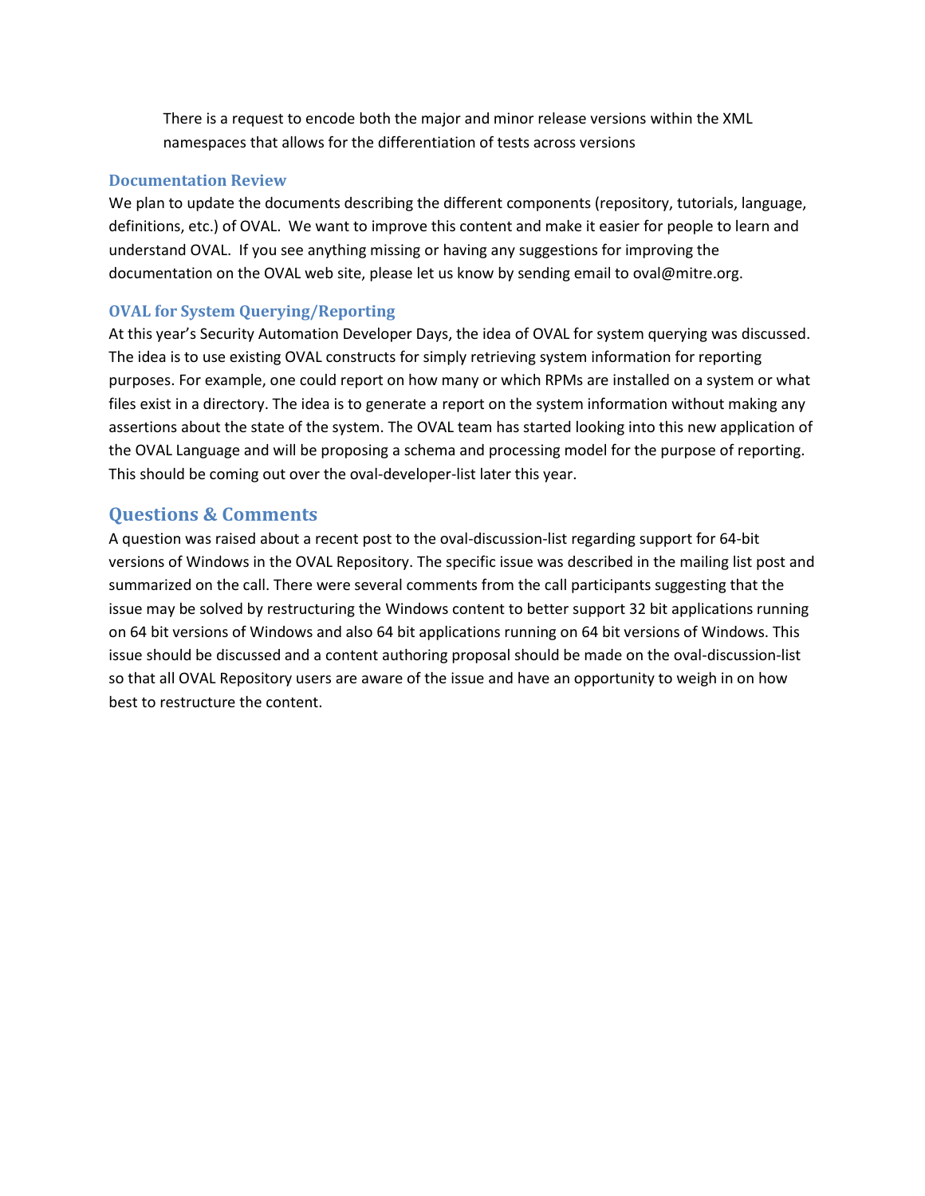There is a request to encode both the major and minor release versions within the XML namespaces that allows for the differentiation of tests across versions

### Documentation Review

We plan to update the documents describing the different components (repository, tutorials, language, definitions, etc.) of OVAL. We want to improve this content and make it easier for people to learn and understand OVAL. If you see anything missing or having any suggestions for improving the documentation on the OVAL web site, please let us know by sending email to oval@mitre.org.

### OVAL for System Querying/Reporting

At this year's Security Automation Developer Days, the idea of OVAL for system querying was discussed. The idea is to use existing OVAL constructs for simply retrieving system information for reporting purposes. For example, one could report on how many or which RPMs are installed on a system or what files exist in a directory. The idea is to generate a report on the system information without making any assertions about the state of the system. The OVAL team has started looking into this new application of the OVAL Language and will be proposing a schema and processing model for the purpose of reporting. This should be coming out over the oval-developer-list later this year.

## Questions & Comments

A question was raised about a recent post to the oval-discussion-list regarding support for 64-bit versions of Windows in the OVAL Repository. The specific issue was described in the mailing list post and summarized on the call. There were several comments from the call participants suggesting that the issue may be solved by restructuring the Windows content to better support 32 bit applications running on 64 bit versions of Windows and also 64 bit applications running on 64 bit versions of Windows. This issue should be discussed and a content authoring proposal should be made on the oval-discussion-list so that all OVAL Repository users are aware of the issue and have an opportunity to weigh in on how best to restructure the content.